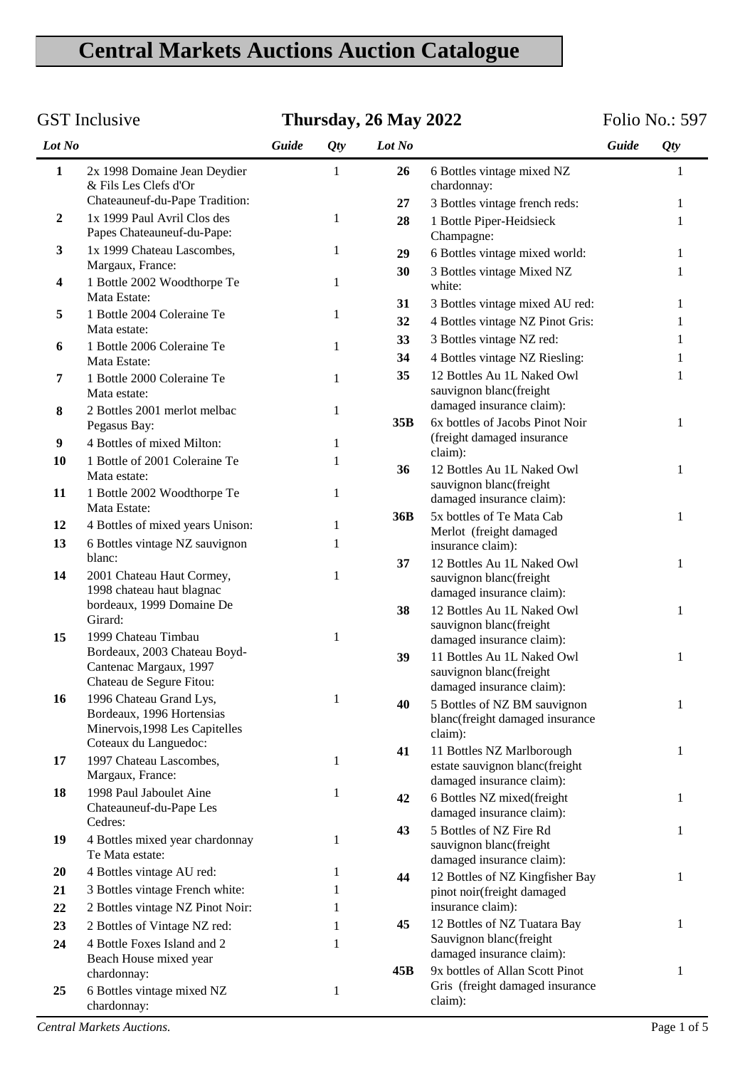# Central Markets Auctions Auction Catalogue

GST Inclusive | **Thursday, 26 May 2022** | Folio No.: 597

| Lot No | | Guide | Qty |
|---|---|---|---|
| **1** | 2x 1998 Domaine Jean Deydier & Fils Les Clefs d'Or Chateauneuf-du-Pape Tradition: | | 1 |
| **2** | 1x 1999 Paul Avril Clos des Papes Chateauneuf-du-Pape: | | 1 |
| **3** | 1x 1999 Chateau Lascombes, Margaux, France: | | 1 |
| **4** | 1 Bottle 2002 Woodthorpe Te Mata Estate: | | 1 |
| **5** | 1 Bottle 2004 Coleraine Te Mata estate: | | 1 |
| **6** | 1 Bottle 2006 Coleraine Te Mata Estate: | | 1 |
| **7** | 1 Bottle 2000 Coleraine Te Mata estate: | | 1 |
| **8** | 2 Bottles 2001 merlot melbac Pegasus Bay: | | 1 |
| **9** | 4 Bottles of mixed Milton: | | 1 |
| **10** | 1 Bottle of 2001 Coleraine Te Mata estate: | | 1 |
| **11** | 1 Bottle 2002 Woodthorpe Te Mata Estate: | | 1 |
| **12** | 4 Bottles of mixed years Unison: | | 1 |
| **13** | 6 Bottles vintage NZ sauvignon blanc: | | 1 |
| **14** | 2001 Chateau Haut Cormey, 1998 chateau haut blagnac bordeaux, 1999 Domaine De Girard: | | 1 |
| **15** | 1999 Chateau Timbau Bordeaux, 2003 Chateau Boyd-Cantenac Margaux, 1997 Chateau de Segure Fitou: | | 1 |
| **16** | 1996 Chateau Grand Lys, Bordeaux, 1996 Hortensias Minervois,1998 Les Capitelles Coteaux du Languedoc: | | 1 |
| **17** | 1997 Chateau Lascombes, Margaux, France: | | 1 |
| **18** | 1998 Paul Jaboulet Aine Chateauneuf-du-Pape Les Cedres: | | 1 |
| **19** | 4 Bottles mixed year chardonnay Te Mata estate: | | 1 |
| **20** | 4 Bottles vintage AU red: | | 1 |
| **21** | 3 Bottles vintage French white: | | 1 |
| **22** | 2 Bottles vintage NZ Pinot Noir: | | 1 |
| **23** | 2 Bottles of Vintage NZ red: | | 1 |
| **24** | 4 Bottle Foxes Island and 2 Beach House mixed year chardonnay: | | 1 |
| **25** | 6 Bottles vintage mixed NZ chardonnay: | | 1 |
| **26** | 6 Bottles vintage mixed NZ chardonnay: | | 1 |
| **27** | 3 Bottles vintage french reds: | | 1 |
| **28** | 1 Bottle Piper-Heidsieck Champagne: | | 1 |
| **29** | 6 Bottles vintage mixed world: | | 1 |
| **30** | 3 Bottles vintage Mixed NZ white: | | 1 |
| **31** | 3 Bottles vintage mixed AU red: | | 1 |
| **32** | 4 Bottles vintage NZ Pinot Gris: | | 1 |
| **33** | 3 Bottles vintage NZ red: | | 1 |
| **34** | 4 Bottles vintage NZ Riesling: | | 1 |
| **35** | 12 Bottles Au 1L Naked Owl sauvignon blanc(freight damaged insurance claim): | | 1 |
| **35B** | 6x bottles of Jacobs Pinot Noir (freight damaged insurance claim): | | 1 |
| **36** | 12 Bottles Au 1L Naked Owl sauvignon blanc(freight damaged insurance claim): | | 1 |
| **36B** | 5x bottles of Te Mata Cab Merlot (freight damaged insurance claim): | | 1 |
| **37** | 12 Bottles Au 1L Naked Owl sauvignon blanc(freight damaged insurance claim): | | 1 |
| **38** | 12 Bottles Au 1L Naked Owl sauvignon blanc(freight damaged insurance claim): | | 1 |
| **39** | 11 Bottles Au 1L Naked Owl sauvignon blanc(freight damaged insurance claim): | | 1 |
| **40** | 5 Bottles of NZ BM sauvignon blanc(freight damaged insurance claim): | | 1 |
| **41** | 11 Bottles NZ Marlborough estate sauvignon blanc(freight damaged insurance claim): | | 1 |
| **42** | 6 Bottles NZ mixed(freight damaged insurance claim): | | 1 |
| **43** | 5 Bottles of NZ Fire Rd sauvignon blanc(freight damaged insurance claim): | | 1 |
| **44** | 12 Bottles of NZ Kingfisher Bay pinot noir(freight damaged insurance claim): | | 1 |
| **45** | 12 Bottles of NZ Tuatara Bay Sauvignon blanc(freight damaged insurance claim): | | 1 |
| **45B** | 9x bottles of Allan Scott Pinot Gris (freight damaged insurance claim): | | 1 |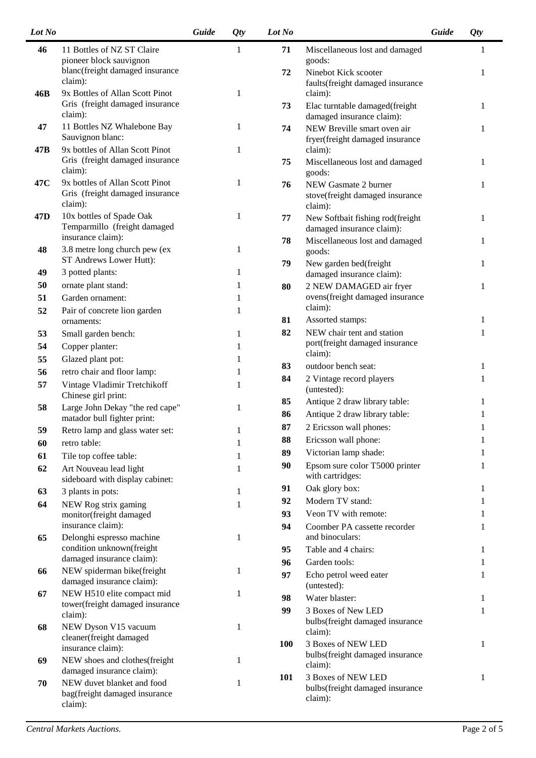| Lot No | | Guide | Qty |
|---|---|---|---|
| 46 | 11 Bottles of NZ ST Claire pioneer block sauvignon blanc(freight damaged insurance claim): | | 1 |
| 46B | 9x Bottles of Allan Scott Pinot Gris (freight damaged insurance claim): | | 1 |
| 47 | 11 Bottles NZ Whalebone Bay Sauvignon blanc: | | 1 |
| 47B | 9x bottles of Allan Scott Pinot Gris (freight damaged insurance claim): | | 1 |
| 47C | 9x bottles of Allan Scott Pinot Gris (freight damaged insurance claim): | | 1 |
| 47D | 10x bottles of Spade Oak Temparmillo (freight damaged insurance claim): | | 1 |
| 48 | 3.8 metre long church pew (ex ST Andrews Lower Hutt): | | 1 |
| 49 | 3 potted plants: | | 1 |
| 50 | ornate plant stand: | | 1 |
| 51 | Garden ornament: | | 1 |
| 52 | Pair of concrete lion garden ornaments: | | 1 |
| 53 | Small garden bench: | | 1 |
| 54 | Copper planter: | | 1 |
| 55 | Glazed plant pot: | | 1 |
| 56 | retro chair and floor lamp: | | 1 |
| 57 | Vintage Vladimir Tretchikoff Chinese girl print: | | 1 |
| 58 | Large John Dekay "the red cape" matador bull fighter print: | | 1 |
| 59 | Retro lamp and glass water set: | | 1 |
| 60 | retro table: | | 1 |
| 61 | Tile top coffee table: | | 1 |
| 62 | Art Nouveau lead light sideboard with display cabinet: | | 1 |
| 63 | 3 plants in pots: | | 1 |
| 64 | NEW Rog strix gaming monitor(freight damaged insurance claim): | | 1 |
| 65 | Delonghi espresso machine condition unknown(freight damaged insurance claim): | | 1 |
| 66 | NEW spiderman bike(freight damaged insurance claim): | | 1 |
| 67 | NEW H510 elite compact mid tower(freight damaged insurance claim): | | 1 |
| 68 | NEW Dyson V15 vacuum cleaner(freight damaged insurance claim): | | 1 |
| 69 | NEW shoes and clothes(freight damaged insurance claim): | | 1 |
| 70 | NEW duvet blanket and food bag(freight damaged insurance claim): | | 1 |
| 71 | Miscellaneous lost and damaged goods: | | 1 |
| 72 | Ninebot Kick scooter faults(freight damaged insurance claim): | | 1 |
| 73 | Elac turntable damaged(freight damaged insurance claim): | | 1 |
| 74 | NEW Breville smart oven air fryer(freight damaged insurance claim): | | 1 |
| 75 | Miscellaneous lost and damaged goods: | | 1 |
| 76 | NEW Gasmate 2 burner stove(freight damaged insurance claim): | | 1 |
| 77 | New Softbait fishing rod(freight damaged insurance claim): | | 1 |
| 78 | Miscellaneous lost and damaged goods: | | 1 |
| 79 | New garden bed(freight damaged insurance claim): | | 1 |
| 80 | 2 NEW DAMAGED air fryer ovens(freight damaged insurance claim): | | 1 |
| 81 | Assorted stamps: | | 1 |
| 82 | NEW chair tent and station port(freight damaged insurance claim): | | 1 |
| 83 | outdoor bench seat: | | 1 |
| 84 | 2 Vintage record players (untested): | | 1 |
| 85 | Antique 2 draw library table: | | 1 |
| 86 | Antique 2 draw library table: | | 1 |
| 87 | 2 Ericsson wall phones: | | 1 |
| 88 | Ericsson wall phone: | | 1 |
| 89 | Victorian lamp shade: | | 1 |
| 90 | Epsom sure color T5000 printer with cartridges: | | 1 |
| 91 | Oak glory box: | | 1 |
| 92 | Modern TV stand: | | 1 |
| 93 | Veon TV with remote: | | 1 |
| 94 | Coomber PA cassette recorder and binoculars: | | 1 |
| 95 | Table and 4 chairs: | | 1 |
| 96 | Garden tools: | | 1 |
| 97 | Echo petrol weed eater (untested): | | 1 |
| 98 | Water blaster: | | 1 |
| 99 | 3 Boxes of New LED bulbs(freight damaged insurance claim): | | 1 |
| 100 | 3 Boxes of NEW LED bulbs(freight damaged insurance claim): | | 1 |
| 101 | 3 Boxes of NEW LED bulbs(freight damaged insurance claim): | | 1 |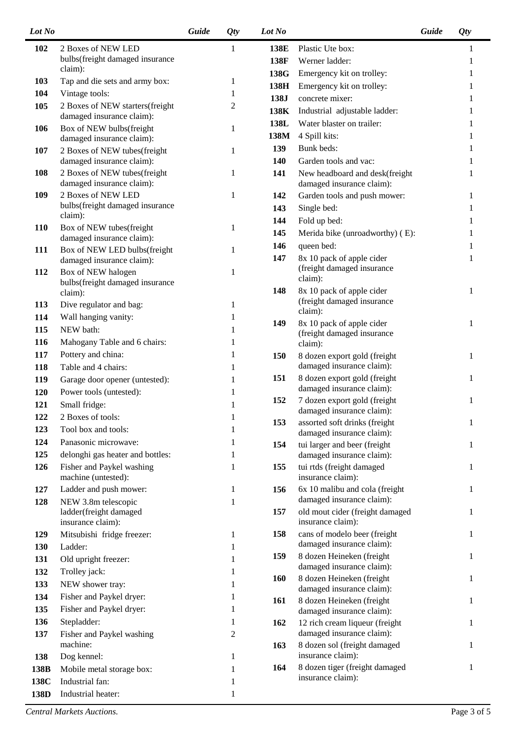| Lot No | | Guide | Qty |
|---|---|---|---|
| **102** | 2 Boxes of NEW LED bulbs(freight damaged insurance claim): | | 1 |
| **103** | Tap and die sets and army box: | | 1 |
| **104** | Vintage tools: | | 1 |
| **105** | 2 Boxes of NEW starters(freight damaged insurance claim): | | 2 |
| **106** | Box of NEW bulbs(freight damaged insurance claim): | | 1 |
| **107** | 2 Boxes of NEW tubes(freight damaged insurance claim): | | 1 |
| **108** | 2 Boxes of NEW tubes(freight damaged insurance claim): | | 1 |
| **109** | 2 Boxes of NEW LED bulbs(freight damaged insurance claim): | | 1 |
| **110** | Box of NEW tubes(freight damaged insurance claim): | | 1 |
| **111** | Box of NEW LED bulbs(freight damaged insurance claim): | | 1 |
| **112** | Box of NEW halogen bulbs(freight damaged insurance claim): | | 1 |
| **113** | Dive regulator and bag: | | 1 |
| **114** | Wall hanging vanity: | | 1 |
| **115** | NEW bath: | | 1 |
| **116** | Mahogany Table and 6 chairs: | | 1 |
| **117** | Pottery and china: | | 1 |
| **118** | Table and 4 chairs: | | 1 |
| **119** | Garage door opener (untested): | | 1 |
| **120** | Power tools (untested): | | 1 |
| **121** | Small fridge: | | 1 |
| **122** | 2 Boxes of tools: | | 1 |
| **123** | Tool box and tools: | | 1 |
| **124** | Panasonic microwave: | | 1 |
| **125** | delonghi gas heater and bottles: | | 1 |
| **126** | Fisher and Paykel washing machine (untested): | | 1 |
| **127** | Ladder and push mower: | | 1 |
| **128** | NEW 3.8m telescopic ladder(freight damaged insurance claim): | | 1 |
| **129** | Mitsubishi fridge freezer: | | 1 |
| **130** | Ladder: | | 1 |
| **131** | Old upright freezer: | | 1 |
| **132** | Trolley jack: | | 1 |
| **133** | NEW shower tray: | | 1 |
| **134** | Fisher and Paykel dryer: | | 1 |
| **135** | Fisher and Paykel dryer: | | 1 |
| **136** | Stepladder: | | 1 |
| **137** | Fisher and Paykel washing machine: | | 2 |
| **138** | Dog kennel: | | 1 |
| **138B** | Mobile metal storage box: | | 1 |
| **138C** | Industrial fan: | | 1 |
| **138D** | Industrial heater: | | 1 |
| **138E** | Plastic Ute box: | | 1 |
| **138F** | Werner ladder: | | 1 |
| **138G** | Emergency kit on trolley: | | 1 |
| **138H** | Emergency kit on trolley: | | 1 |
| **138J** | concrete mixer: | | 1 |
| **138K** | Industrial adjustable ladder: | | 1 |
| **138L** | Water blaster on trailer: | | 1 |
| **138M** | 4 Spill kits: | | 1 |
| **139** | Bunk beds: | | 1 |
| **140** | Garden tools and vac: | | 1 |
| **141** | New headboard and desk(freight damaged insurance claim): | | 1 |
| **142** | Garden tools and push mower: | | 1 |
| **143** | Single bed: | | 1 |
| **144** | Fold up bed: | | 1 |
| **145** | Merida bike (unroadworthy) ( E): | | 1 |
| **146** | queen bed: | | 1 |
| **147** | 8x 10 pack of apple cider (freight damaged insurance claim): | | 1 |
| **148** | 8x 10 pack of apple cider (freight damaged insurance claim): | | 1 |
| **149** | 8x 10 pack of apple cider (freight damaged insurance claim): | | 1 |
| **150** | 8 dozen export gold (freight damaged insurance claim): | | 1 |
| **151** | 8 dozen export gold (freight damaged insurance claim): | | 1 |
| **152** | 7 dozen export gold (freight damaged insurance claim): | | 1 |
| **153** | assorted soft drinks (freight damaged insurance claim): | | 1 |
| **154** | tui larger and beer (freight damaged insurance claim): | | 1 |
| **155** | tui rtds (freight damaged insurance claim): | | 1 |
| **156** | 6x 10 malibu and cola (freight damaged insurance claim): | | 1 |
| **157** | old mout cider (freight damaged insurance claim): | | 1 |
| **158** | cans of modelo beer (freight damaged insurance claim): | | 1 |
| **159** | 8 dozen Heineken (freight damaged insurance claim): | | 1 |
| **160** | 8 dozen Heineken (freight damaged insurance claim): | | 1 |
| **161** | 8 dozen Heineken (freight damaged insurance claim): | | 1 |
| **162** | 12 rich cream liqueur (freight damaged insurance claim): | | 1 |
| **163** | 8 dozen sol (freight damaged insurance claim): | | 1 |
| **164** | 8 dozen tiger (freight damaged insurance claim): | | 1 |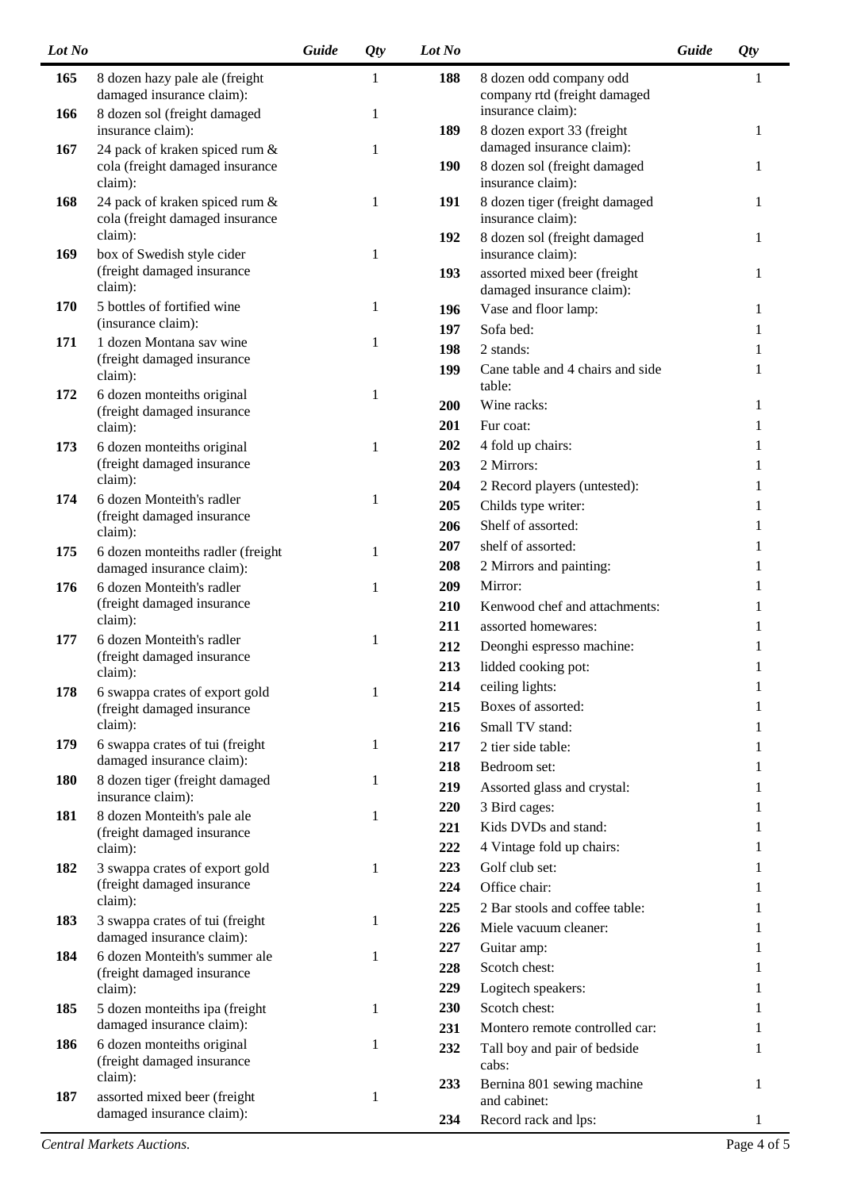| Lot No | | Guide | Qty |
|---|---|---|---|
| 165 | 8 dozen hazy pale ale (freight damaged insurance claim): | | 1 |
| 166 | 8 dozen sol (freight damaged insurance claim): | | 1 |
| 167 | 24 pack of kraken spiced rum & cola (freight damaged insurance claim): | | 1 |
| 168 | 24 pack of kraken spiced rum & cola (freight damaged insurance claim): | | 1 |
| 169 | box of Swedish style cider (freight damaged insurance claim): | | 1 |
| 170 | 5 bottles of fortified wine (insurance claim): | | 1 |
| 171 | 1 dozen Montana sav wine (freight damaged insurance claim): | | 1 |
| 172 | 6 dozen monteiths original (freight damaged insurance claim): | | 1 |
| 173 | 6 dozen monteiths original (freight damaged insurance claim): | | 1 |
| 174 | 6 dozen Monteith's radler (freight damaged insurance claim): | | 1 |
| 175 | 6 dozen monteiths radler (freight damaged insurance claim): | | 1 |
| 176 | 6 dozen Monteith's radler (freight damaged insurance claim): | | 1 |
| 177 | 6 dozen Monteith's radler (freight damaged insurance claim): | | 1 |
| 178 | 6 swappa crates of export gold (freight damaged insurance claim): | | 1 |
| 179 | 6 swappa crates of tui (freight damaged insurance claim): | | 1 |
| 180 | 8 dozen tiger (freight damaged insurance claim): | | 1 |
| 181 | 8 dozen Monteith's pale ale (freight damaged insurance claim): | | 1 |
| 182 | 3 swappa crates of export gold (freight damaged insurance claim): | | 1 |
| 183 | 3 swappa crates of tui (freight damaged insurance claim): | | 1 |
| 184 | 6 dozen Monteith's summer ale (freight damaged insurance claim): | | 1 |
| 185 | 5 dozen monteiths ipa (freight damaged insurance claim): | | 1 |
| 186 | 6 dozen monteiths original (freight damaged insurance claim): | | 1 |
| 187 | assorted mixed beer (freight damaged insurance claim): | | 1 |
| 188 | 8 dozen odd company odd company rtd (freight damaged insurance claim): | | 1 |
| 189 | 8 dozen export 33 (freight damaged insurance claim): | | 1 |
| 190 | 8 dozen sol (freight damaged insurance claim): | | 1 |
| 191 | 8 dozen tiger (freight damaged insurance claim): | | 1 |
| 192 | 8 dozen sol (freight damaged insurance claim): | | 1 |
| 193 | assorted mixed beer (freight damaged insurance claim): | | 1 |
| 196 | Vase and floor lamp: | | 1 |
| 197 | Sofa bed: | | 1 |
| 198 | 2 stands: | | 1 |
| 199 | Cane table and 4 chairs and side table: | | 1 |
| 200 | Wine racks: | | 1 |
| 201 | Fur coat: | | 1 |
| 202 | 4 fold up chairs: | | 1 |
| 203 | 2 Mirrors: | | 1 |
| 204 | 2 Record players (untested): | | 1 |
| 205 | Childs type writer: | | 1 |
| 206 | Shelf of assorted: | | 1 |
| 207 | shelf of assorted: | | 1 |
| 208 | 2 Mirrors and painting: | | 1 |
| 209 | Mirror: | | 1 |
| 210 | Kenwood chef and attachments: | | 1 |
| 211 | assorted homewares: | | 1 |
| 212 | Deonghi espresso machine: | | 1 |
| 213 | lidded cooking pot: | | 1 |
| 214 | ceiling lights: | | 1 |
| 215 | Boxes of assorted: | | 1 |
| 216 | Small TV stand: | | 1 |
| 217 | 2 tier side table: | | 1 |
| 218 | Bedroom set: | | 1 |
| 219 | Assorted glass and crystal: | | 1 |
| 220 | 3 Bird cages: | | 1 |
| 221 | Kids DVDs and stand: | | 1 |
| 222 | 4 Vintage fold up chairs: | | 1 |
| 223 | Golf club set: | | 1 |
| 224 | Office chair: | | 1 |
| 225 | 2 Bar stools and coffee table: | | 1 |
| 226 | Miele vacuum cleaner: | | 1 |
| 227 | Guitar amp: | | 1 |
| 228 | Scotch chest: | | 1 |
| 229 | Logitech speakers: | | 1 |
| 230 | Scotch chest: | | 1 |
| 231 | Montero remote controlled car: | | 1 |
| 232 | Tall boy and pair of bedside cabs: | | 1 |
| 233 | Bernina 801 sewing machine and cabinet: | | 1 |
| 234 | Record rack and lps: | | 1 |

*Central Markets Auctions.*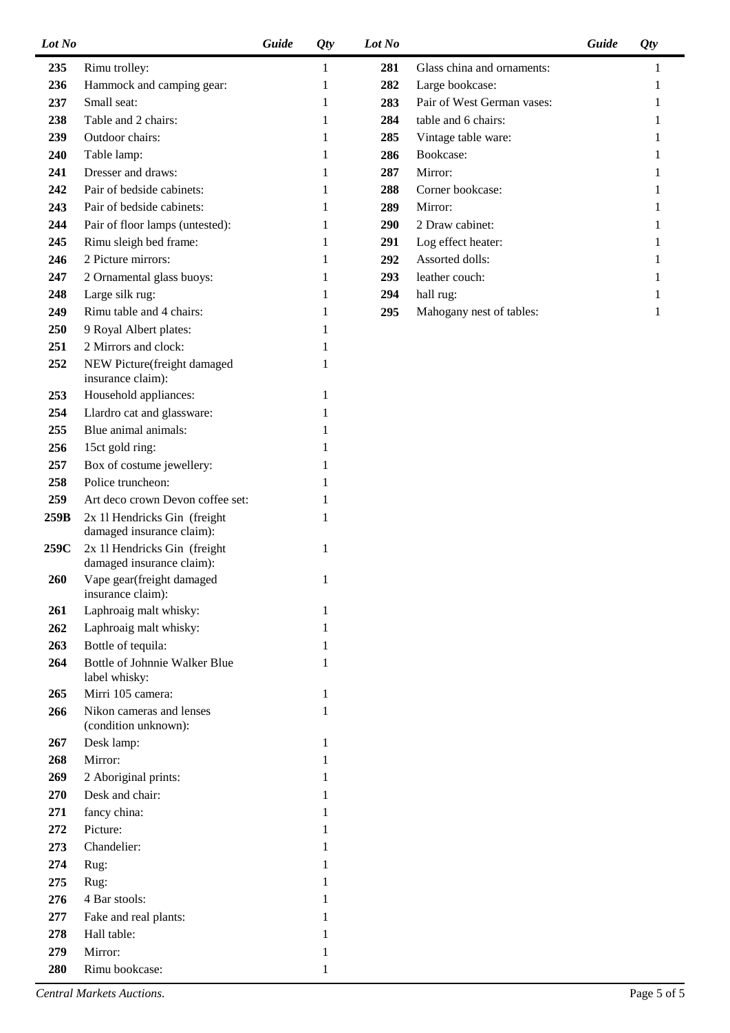| Lot No | | Guide | Qty |
|---|---|---|---|
| **235** | Rimu trolley: | | 1 |
| **236** | Hammock and camping gear: | | 1 |
| **237** | Small seat: | | 1 |
| **238** | Table and 2 chairs: | | 1 |
| **239** | Outdoor chairs: | | 1 |
| **240** | Table lamp: | | 1 |
| **241** | Dresser and draws: | | 1 |
| **242** | Pair of bedside cabinets: | | 1 |
| **243** | Pair of bedside cabinets: | | 1 |
| **244** | Pair of floor lamps (untested): | | 1 |
| **245** | Rimu sleigh bed frame: | | 1 |
| **246** | 2 Picture mirrors: | | 1 |
| **247** | 2 Ornamental glass buoys: | | 1 |
| **248** | Large silk rug: | | 1 |
| **249** | Rimu table and 4 chairs: | | 1 |
| **250** | 9 Royal Albert plates: | | 1 |
| **251** | 2 Mirrors and clock: | | 1 |
| **252** | NEW Picture(freight damaged insurance claim): | | 1 |
| **253** | Household appliances: | | 1 |
| **254** | Llardro cat and glassware: | | 1 |
| **255** | Blue animal animals: | | 1 |
| **256** | 15ct gold ring: | | 1 |
| **257** | Box of costume jewellery: | | 1 |
| **258** | Police truncheon: | | 1 |
| **259** | Art deco crown Devon coffee set: | | 1 |
| **259B** | 2x 1l Hendricks Gin (freight damaged insurance claim): | | 1 |
| **259C** | 2x 1l Hendricks Gin (freight damaged insurance claim): | | 1 |
| **260** | Vape gear(freight damaged insurance claim): | | 1 |
| **261** | Laphroaig malt whisky: | | 1 |
| **262** | Laphroaig malt whisky: | | 1 |
| **263** | Bottle of tequila: | | 1 |
| **264** | Bottle of Johnnie Walker Blue label whisky: | | 1 |
| **265** | Mirri 105 camera: | | 1 |
| **266** | Nikon cameras and lenses (condition unknown): | | 1 |
| **267** | Desk lamp: | | 1 |
| **268** | Mirror: | | 1 |
| **269** | 2 Aboriginal prints: | | 1 |
| **270** | Desk and chair: | | 1 |
| **271** | fancy china: | | 1 |
| **272** | Picture: | | 1 |
| **273** | Chandelier: | | 1 |
| **274** | Rug: | | 1 |
| **275** | Rug: | | 1 |
| **276** | 4 Bar stools: | | 1 |
| **277** | Fake and real plants: | | 1 |
| **278** | Hall table: | | 1 |
| **279** | Mirror: | | 1 |
| **280** | Rimu bookcase: | | 1 |
| **281** | Glass china and ornaments: | | 1 |
| **282** | Large bookcase: | | 1 |
| **283** | Pair of West German vases: | | 1 |
| **284** | table and 6 chairs: | | 1 |
| **285** | Vintage table ware: | | 1 |
| **286** | Bookcase: | | 1 |
| **287** | Mirror: | | 1 |
| **288** | Corner bookcase: | | 1 |
| **289** | Mirror: | | 1 |
| **290** | 2 Draw cabinet: | | 1 |
| **291** | Log effect heater: | | 1 |
| **292** | Assorted dolls: | | 1 |
| **293** | leather couch: | | 1 |
| **294** | hall rug: | | 1 |
| **295** | Mahogany nest of tables: | | 1 |

*Central Markets Auctions.*